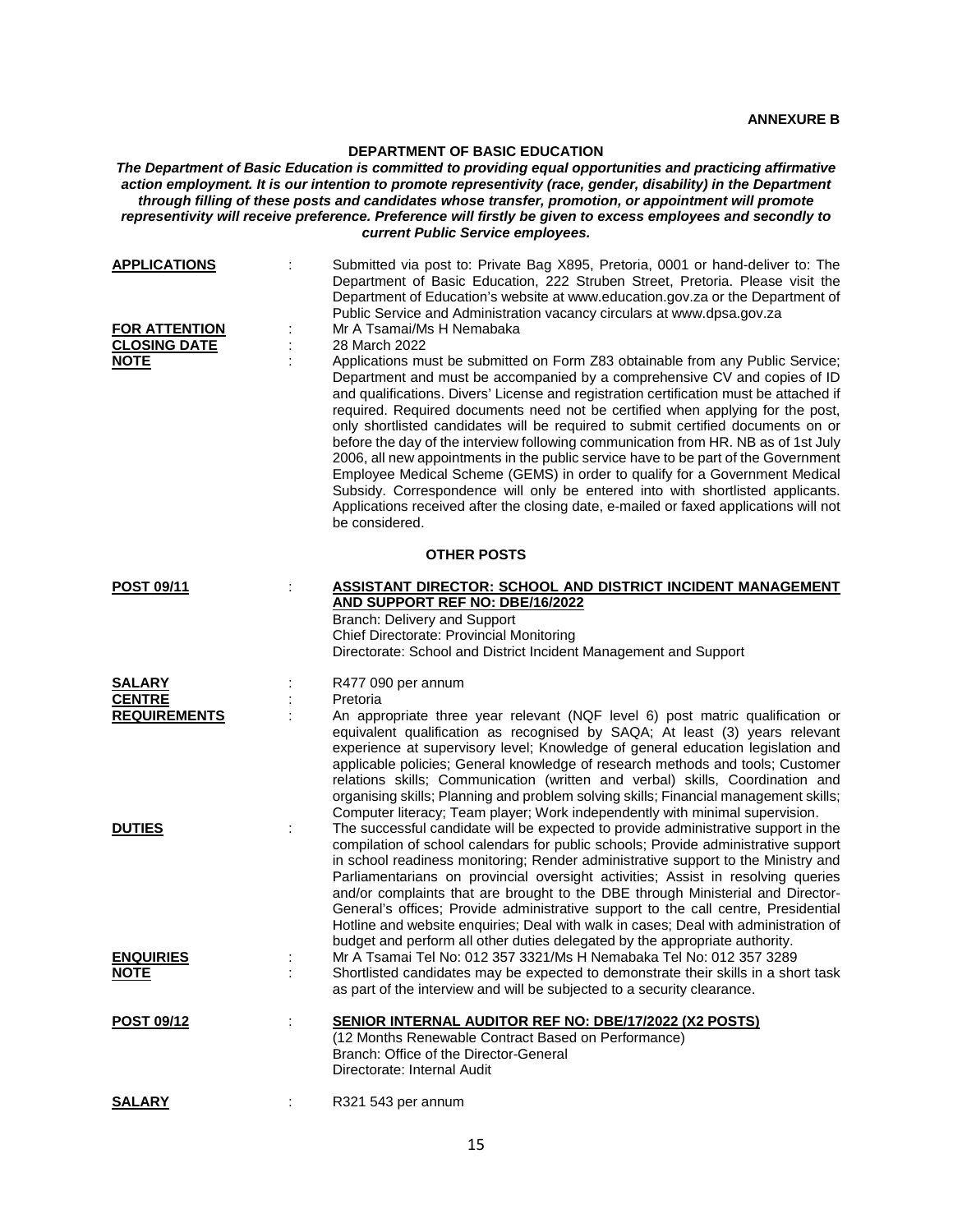**ANNEXURE B**

## DEPARTMENT OF BASIC EDUCATION

***The Department of Basic Education is committed to providing equal opportunities and practicing affirmative action employment. It is our intention to promote representivity (race, gender, disability) in the Department through filling of these posts and candidates whose transfer, promotion, or appointment will promote representivity will receive preference. Preference will firstly be given to excess employees and secondly to current Public Service employees.***

**APPLICATIONS** : Submitted via post to: Private Bag X895, Pretoria, 0001 or hand-deliver to: The Department of Basic Education, 222 Struben Street, Pretoria. Please visit the Department of Education's website at www.education.gov.za or the Department of Public Service and Administration vacancy circulars at www.dpsa.gov.za

**FOR ATTENTION** : Mr A Tsamai/Ms H Nemabaka

**CLOSING DATE** : 28 March 2022

**NOTE** : Applications must be submitted on Form Z83 obtainable from any Public Service; Department and must be accompanied by a comprehensive CV and copies of ID and qualifications. Divers' License and registration certification must be attached if required. Required documents need not be certified when applying for the post, only shortlisted candidates will be required to submit certified documents on or before the day of the interview following communication from HR. NB as of 1st July 2006, all new appointments in the public service have to be part of the Government Employee Medical Scheme (GEMS) in order to qualify for a Government Medical Subsidy. Correspondence will only be entered into with shortlisted applicants. Applications received after the closing date, e-mailed or faxed applications will not be considered.

### OTHER POSTS

**POST 09/11** : **ASSISTANT DIRECTOR: SCHOOL AND DISTRICT INCIDENT MANAGEMENT AND SUPPORT REF NO: DBE/16/2022**
Branch: Delivery and Support
Chief Directorate: Provincial Monitoring
Directorate: School and District Incident Management and Support

**SALARY** : R477 090 per annum

**CENTRE** : Pretoria

**REQUIREMENTS** : An appropriate three year relevant (NQF level 6) post matric qualification or equivalent qualification as recognised by SAQA; At least (3) years relevant experience at supervisory level; Knowledge of general education legislation and applicable policies; General knowledge of research methods and tools; Customer relations skills; Communication (written and verbal) skills, Coordination and organising skills; Planning and problem solving skills; Financial management skills; Computer literacy; Team player; Work independently with minimal supervision.

**DUTIES** : The successful candidate will be expected to provide administrative support in the compilation of school calendars for public schools; Provide administrative support in school readiness monitoring; Render administrative support to the Ministry and Parliamentarians on provincial oversight activities; Assist in resolving queries and/or complaints that are brought to the DBE through Ministerial and Director-General's offices; Provide administrative support to the call centre, Presidential Hotline and website enquiries; Deal with walk in cases; Deal with administration of budget and perform all other duties delegated by the appropriate authority.

**ENQUIRIES** : Mr A Tsamai Tel No: 012 357 3321/Ms H Nemabaka Tel No: 012 357 3289

**NOTE** : Shortlisted candidates may be expected to demonstrate their skills in a short task as part of the interview and will be subjected to a security clearance.

**POST 09/12** : **SENIOR INTERNAL AUDITOR REF NO: DBE/17/2022 (X2 POSTS)**
(12 Months Renewable Contract Based on Performance)
Branch: Office of the Director-General
Directorate: Internal Audit

**SALARY** : R321 543 per annum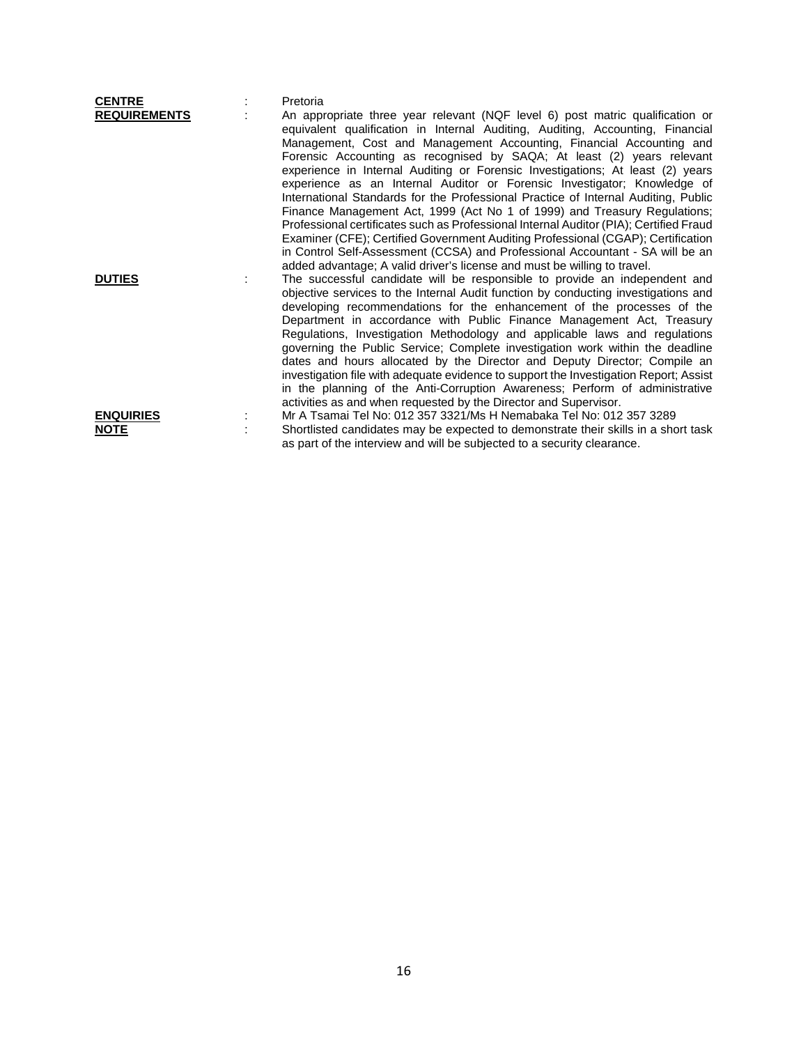**CENTRE** : Pretoria

**REQUIREMENTS** : An appropriate three year relevant (NQF level 6) post matric qualification or equivalent qualification in Internal Auditing, Auditing, Accounting, Financial Management, Cost and Management Accounting, Financial Accounting and Forensic Accounting as recognised by SAQA; At least (2) years relevant experience in Internal Auditing or Forensic Investigations; At least (2) years experience as an Internal Auditor or Forensic Investigator; Knowledge of International Standards for the Professional Practice of Internal Auditing, Public Finance Management Act, 1999 (Act No 1 of 1999) and Treasury Regulations; Professional certificates such as Professional Internal Auditor (PIA); Certified Fraud Examiner (CFE); Certified Government Auditing Professional (CGAP); Certification in Control Self-Assessment (CCSA) and Professional Accountant - SA will be an added advantage; A valid driver's license and must be willing to travel.

**DUTIES** : The successful candidate will be responsible to provide an independent and objective services to the Internal Audit function by conducting investigations and developing recommendations for the enhancement of the processes of the Department in accordance with Public Finance Management Act, Treasury Regulations, Investigation Methodology and applicable laws and regulations governing the Public Service; Complete investigation work within the deadline dates and hours allocated by the Director and Deputy Director; Compile an investigation file with adequate evidence to support the Investigation Report; Assist in the planning of the Anti-Corruption Awareness; Perform of administrative activities as and when requested by the Director and Supervisor.

**ENQUIRIES** : Mr A Tsamai Tel No: 012 357 3321/Ms H Nemabaka Tel No: 012 357 3289

**NOTE** : Shortlisted candidates may be expected to demonstrate their skills in a short task as part of the interview and will be subjected to a security clearance.